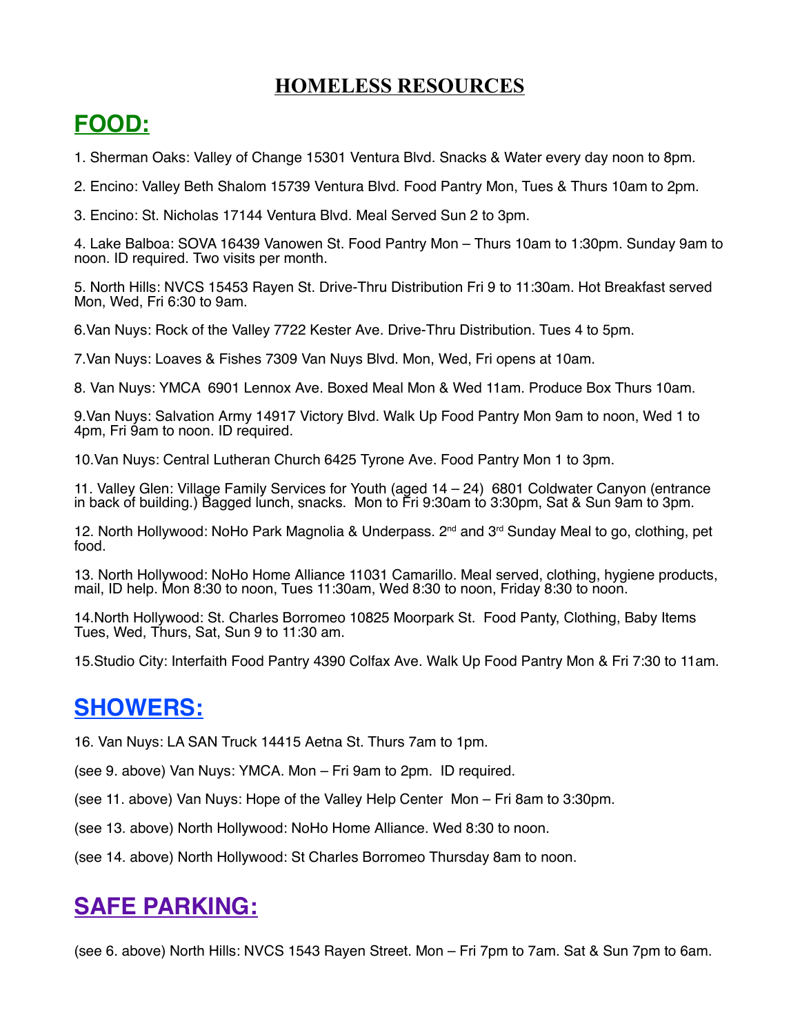# HOMELESS RESOURCES

## FOOD:

1. Sherman Oaks: Valley of Change 15301 Ventura Blvd. Snacks & Water every day noon to 8pm.

2. Encino: Valley Beth Shalom 15739 Ventura Blvd. Food Pantry Mon, Tues & Thurs 10am to 2pm.

3. Encino: St. Nicholas 17144 Ventura Blvd. Meal Served Sun 2 to 3pm.

4. Lake Balboa: SOVA 16439 Vanowen St. Food Pantry Mon – Thurs 10am to 1:30pm. Sunday 9am to noon. ID required. Two visits per month.

5. North Hills: NVCS 15453 Rayen St. Drive-Thru Distribution Fri 9 to 11:30am. Hot Breakfast served Mon, Wed, Fri 6:30 to 9am.

6. Van Nuys: Rock of the Valley 7722 Kester Ave. Drive-Thru Distribution. Tues 4 to 5pm.

7. Van Nuys: Loaves & Fishes 7309 Van Nuys Blvd. Mon, Wed, Fri opens at 10am.

8. Van Nuys: YMCA 6901 Lennox Ave. Boxed Meal Mon & Wed 11am. Produce Box Thurs 10am.

9. Van Nuys: Salvation Army 14917 Victory Blvd. Walk Up Food Pantry Mon 9am to noon, Wed 1 to 4pm, Fri 9am to noon. ID required.

10. Van Nuys: Central Lutheran Church 6425 Tyrone Ave. Food Pantry Mon 1 to 3pm.

11. Valley Glen: Village Family Services for Youth (aged 14 – 24) 6801 Coldwater Canyon (entrance in back of building.) Bagged lunch, snacks. Mon to Fri 9:30am to 3:30pm, Sat & Sun 9am to 3pm.

12. North Hollywood: NoHo Park Magnolia & Underpass. 2nd and 3rd Sunday Meal to go, clothing, pet food.

13. North Hollywood: NoHo Home Alliance 11031 Camarillo. Meal served, clothing, hygiene products, mail, ID help. Mon 8:30 to noon, Tues 11:30am, Wed 8:30 to noon, Friday 8:30 to noon.

14. North Hollywood: St. Charles Borromeo 10825 Moorpark St. Food Panty, Clothing, Baby Items Tues, Wed, Thurs, Sat, Sun 9 to 11:30 am.

15. Studio City: Interfaith Food Pantry 4390 Colfax Ave. Walk Up Food Pantry Mon & Fri 7:30 to 11am.

## SHOWERS:

16. Van Nuys: LA SAN Truck 14415 Aetna St. Thurs 7am to 1pm.

(see 9. above) Van Nuys: YMCA. Mon – Fri 9am to 2pm. ID required.

(see 11. above) Van Nuys: Hope of the Valley Help Center Mon – Fri 8am to 3:30pm.

(see 13. above) North Hollywood: NoHo Home Alliance. Wed 8:30 to noon.

(see 14. above) North Hollywood: St Charles Borromeo Thursday 8am to noon.

## SAFE PARKING:

(see 6. above) North Hills: NVCS 1543 Rayen Street. Mon – Fri 7pm to 7am. Sat & Sun 7pm to 6am.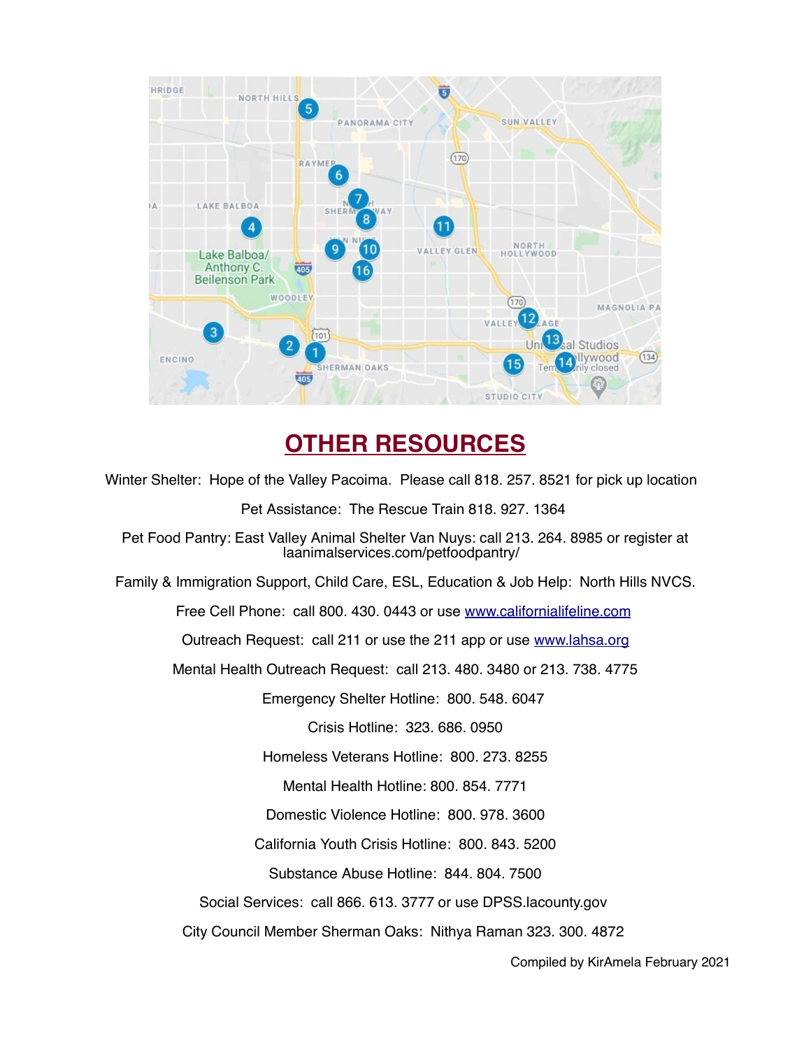# OTHER RESOURCES

Winter Shelter: Hope of the Valley Pacoima. Please call 818. 257. 8521 for pick up location

Pet Assistance: The Rescue Train 818. 927. 1364

Pet Food Pantry: East Valley Animal Shelter Van Nuys: call 213. 264. 8985 or register at laanimalservices.com/petfoodpantry/

Family & Immigration Support, Child Care, ESL, Education & Job Help: North Hills NVCS.

Free Cell Phone: call 800. 430. 0443 or use www.californialifeline.com

Outreach Request: call 211 or use the 211 app or use www.lahsa.org

Mental Health Outreach Request: call 213. 480. 3480 or 213. 738. 4775

Emergency Shelter Hotline: 800. 548. 6047

Crisis Hotline: 323. 686. 0950

Homeless Veterans Hotline: 800. 273. 8255

Mental Health Hotline: 800. 854. 7771

Domestic Violence Hotline: 800. 978. 3600

California Youth Crisis Hotline: 800. 843. 5200

Substance Abuse Hotline: 844. 804. 7500

Social Services: call 866. 613. 3777 or use DPSS.lacounty.gov

City Council Member Sherman Oaks: Nithya Raman 323. 300. 4872

Compiled by KirAmela February 2021